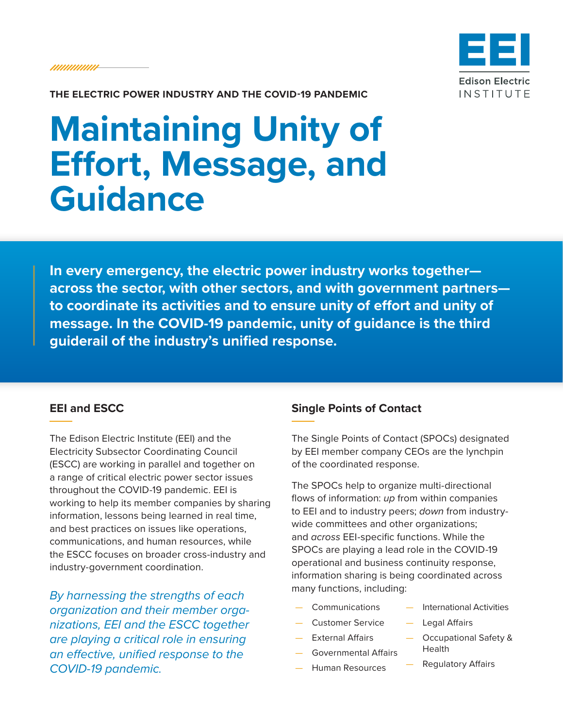THE ELECTRIC POWER INDUSTRY AND THE COVID-19 PANDEMIC

# Maintaining Unity of Effort, Message, and Guidance

**In every emergency, the electric power industry works together—across the sector, with other sectors, and with government partners—to coordinate its activities and to ensure unity of effort and unity of message. In the COVID-19 pandemic, unity of guidance is the third guiderail of the industry's unified response.**

## EEI and ESCC

The Edison Electric Institute (EEI) and the Electricity Subsector Coordinating Council (ESCC) are working in parallel and together on a range of critical electric power sector issues throughout the COVID-19 pandemic. EEI is working to help its member companies by sharing information, lessons being learned in real time, and best practices on issues like operations, communications, and human resources, while the ESCC focuses on broader cross-industry and industry-government coordination.

*By harnessing the strengths of each organization and their member organizations, EEI and the ESCC together are playing a critical role in ensuring an effective, unified response to the COVID-19 pandemic.*

## Single Points of Contact

The Single Points of Contact (SPOCs) designated by EEI member company CEOs are the lynchpin of the coordinated response.

The SPOCs help to organize multi-directional flows of information: *up* from within companies to EEI and to industry peers; *down* from industry-wide committees and other organizations; and *across* EEI-specific functions. While the SPOCs are playing a lead role in the COVID-19 operational and business continuity response, information sharing is being coordinated across many functions, including:

- Communications
- Customer Service
- External Affairs
- Governmental Affairs
- Human Resources
- International Activities
- Legal Affairs
- Occupational Safety & Health
- Regulatory Affairs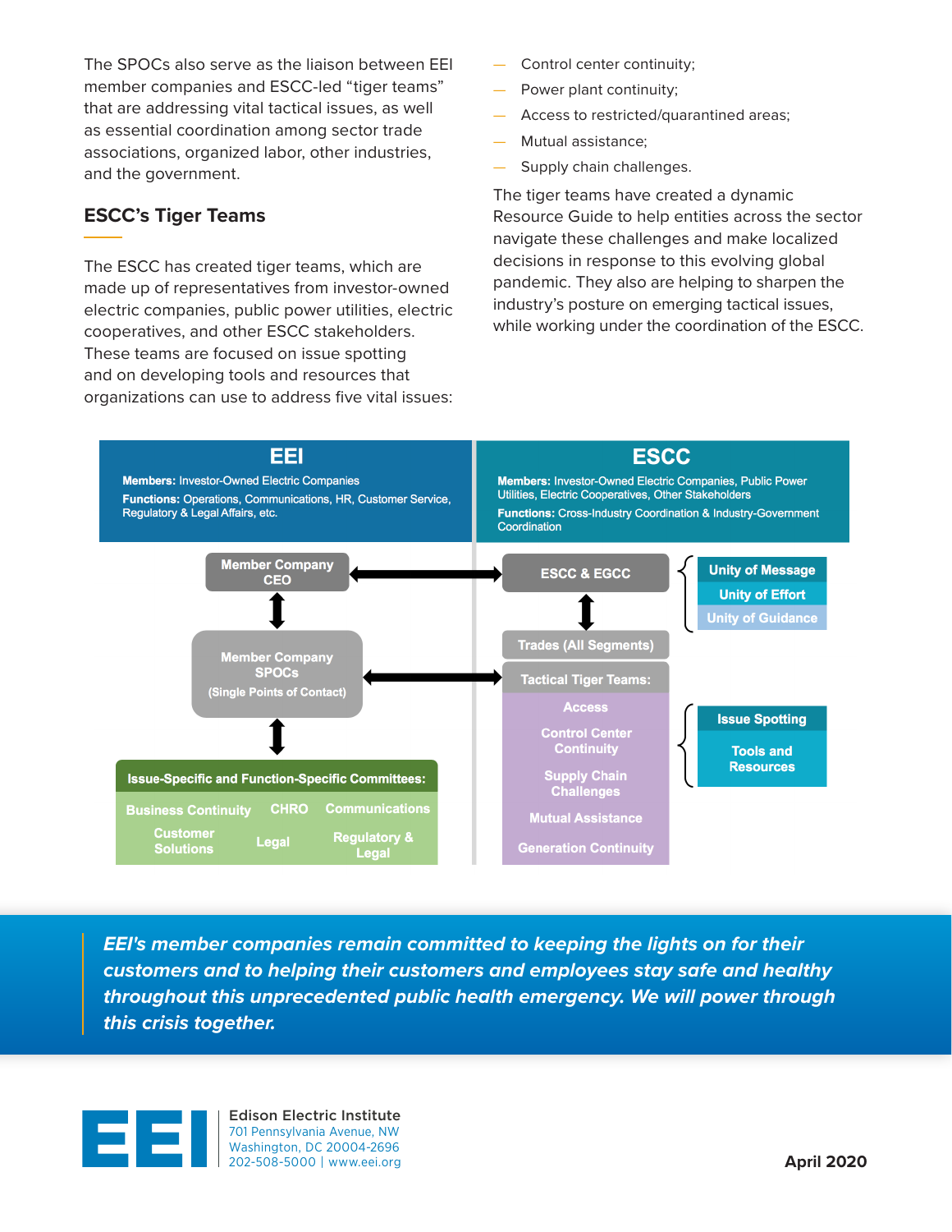The SPOCs also serve as the liaison between EEI member companies and ESCC-led "tiger teams" that are addressing vital tactical issues, as well as essential coordination among sector trade associations, organized labor, other industries, and the government.

## ESCC's Tiger Teams

The ESCC has created tiger teams, which are made up of representatives from investor-owned electric companies, public power utilities, electric cooperatives, and other ESCC stakeholders. These teams are focused on issue spotting and on developing tools and resources that organizations can use to address five vital issues:

- Control center continuity;
- Power plant continuity;
- Access to restricted/quarantined areas;
- Mutual assistance;
- Supply chain challenges.

The tiger teams have created a dynamic Resource Guide to help entities across the sector navigate these challenges and make localized decisions in response to this evolving global pandemic. They also are helping to sharpen the industry's posture on emerging tactical issues, while working under the coordination of the ESCC.

EEI

**Members:** Investor-Owned Electric Companies

**Functions:** Operations, Communications, HR, Customer Service, Regulatory & Legal Affairs, etc.

ESCC

**Members:** Investor-Owned Electric Companies, Public Power Utilities, Electric Cooperatives, Other Stakeholders

**Functions:** Cross-Industry Coordination & Industry-Government Coordination

Member Company CEO

ESCC & EGCC

Unity of Message

Unity of Effort

Unity of Guidance

Member Company SPOCs (Single Points of Contact)

Trades (All Segments)

Tactical Tiger Teams:

Access

Control Center Continuity

Supply Chain Challenges

Mutual Assistance

Generation Continuity

Issue Spotting

Tools and Resources

Issue-Specific and Function-Specific Committees:

Business Continuity

CHRO

Communications

Customer Solutions

Legal

Regulatory & Legal

*EEI's member companies remain committed to keeping the lights on for their customers and to helping their customers and employees stay safe and healthy throughout this unprecedented public health emergency. We will power through this crisis together.*

**Edison Electric Institute**
701 Pennsylvania Avenue, NW
Washington, DC 20004-2696
202-508-5000 | www.eei.org

April 2020